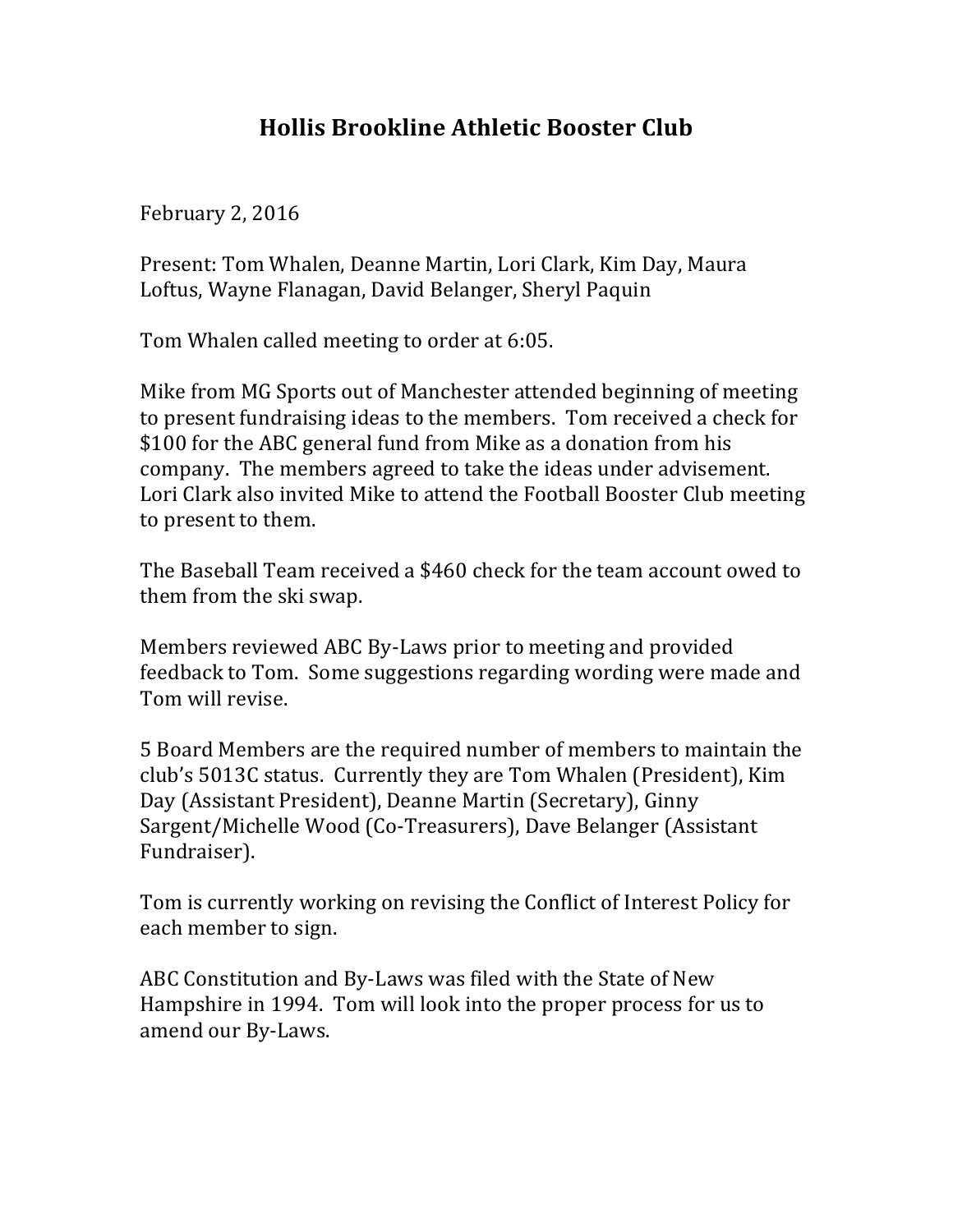# Hollis Brookline Athletic Booster Club

February 2, 2016

Present: Tom Whalen, Deanne Martin, Lori Clark, Kim Day, Maura Loftus, Wayne Flanagan, David Belanger, Sheryl Paquin

Tom Whalen called meeting to order at 6:05.

Mike from MG Sports out of Manchester attended beginning of meeting to present fundraising ideas to the members. Tom received a check for $100 for the ABC general fund from Mike as a donation from his company. The members agreed to take the ideas under advisement. Lori Clark also invited Mike to attend the Football Booster Club meeting to present to them.

The Baseball Team received a $460 check for the team account owed to them from the ski swap.

Members reviewed ABC By-Laws prior to meeting and provided feedback to Tom. Some suggestions regarding wording were made and Tom will revise.

5 Board Members are the required number of members to maintain the club's 5013C status. Currently they are Tom Whalen (President), Kim Day (Assistant President), Deanne Martin (Secretary), Ginny Sargent/Michelle Wood (Co-Treasurers), Dave Belanger (Assistant Fundraiser).

Tom is currently working on revising the Conflict of Interest Policy for each member to sign.

ABC Constitution and By-Laws was filed with the State of New Hampshire in 1994. Tom will look into the proper process for us to amend our By-Laws.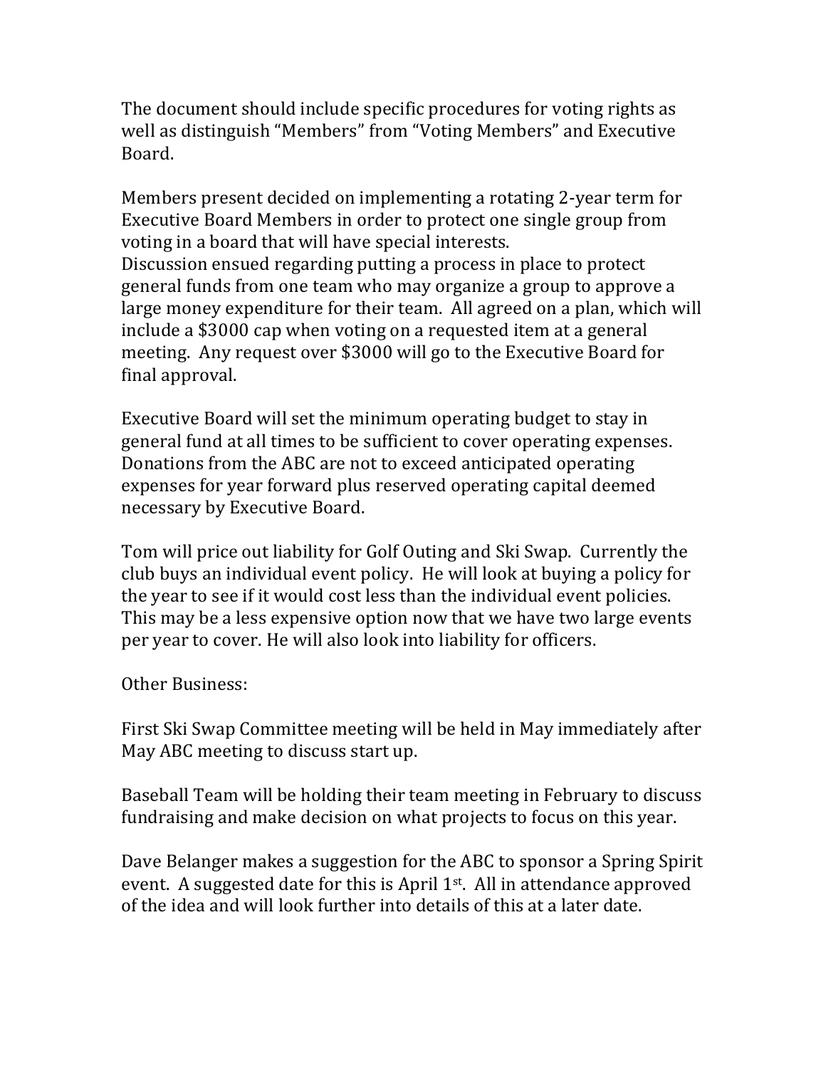The document should include specific procedures for voting rights as well as distinguish "Members" from "Voting Members" and Executive Board.

Members present decided on implementing a rotating 2-year term for Executive Board Members in order to protect one single group from voting in a board that will have special interests.
Discussion ensued regarding putting a process in place to protect general funds from one team who may organize a group to approve a large money expenditure for their team. All agreed on a plan, which will include a $3000 cap when voting on a requested item at a general meeting. Any request over $3000 will go to the Executive Board for final approval.

Executive Board will set the minimum operating budget to stay in general fund at all times to be sufficient to cover operating expenses. Donations from the ABC are not to exceed anticipated operating expenses for year forward plus reserved operating capital deemed necessary by Executive Board.

Tom will price out liability for Golf Outing and Ski Swap. Currently the club buys an individual event policy. He will look at buying a policy for the year to see if it would cost less than the individual event policies. This may be a less expensive option now that we have two large events per year to cover. He will also look into liability for officers.

Other Business:

First Ski Swap Committee meeting will be held in May immediately after May ABC meeting to discuss start up.

Baseball Team will be holding their team meeting in February to discuss fundraising and make decision on what projects to focus on this year.

Dave Belanger makes a suggestion for the ABC to sponsor a Spring Spirit event. A suggested date for this is April 1st. All in attendance approved of the idea and will look further into details of this at a later date.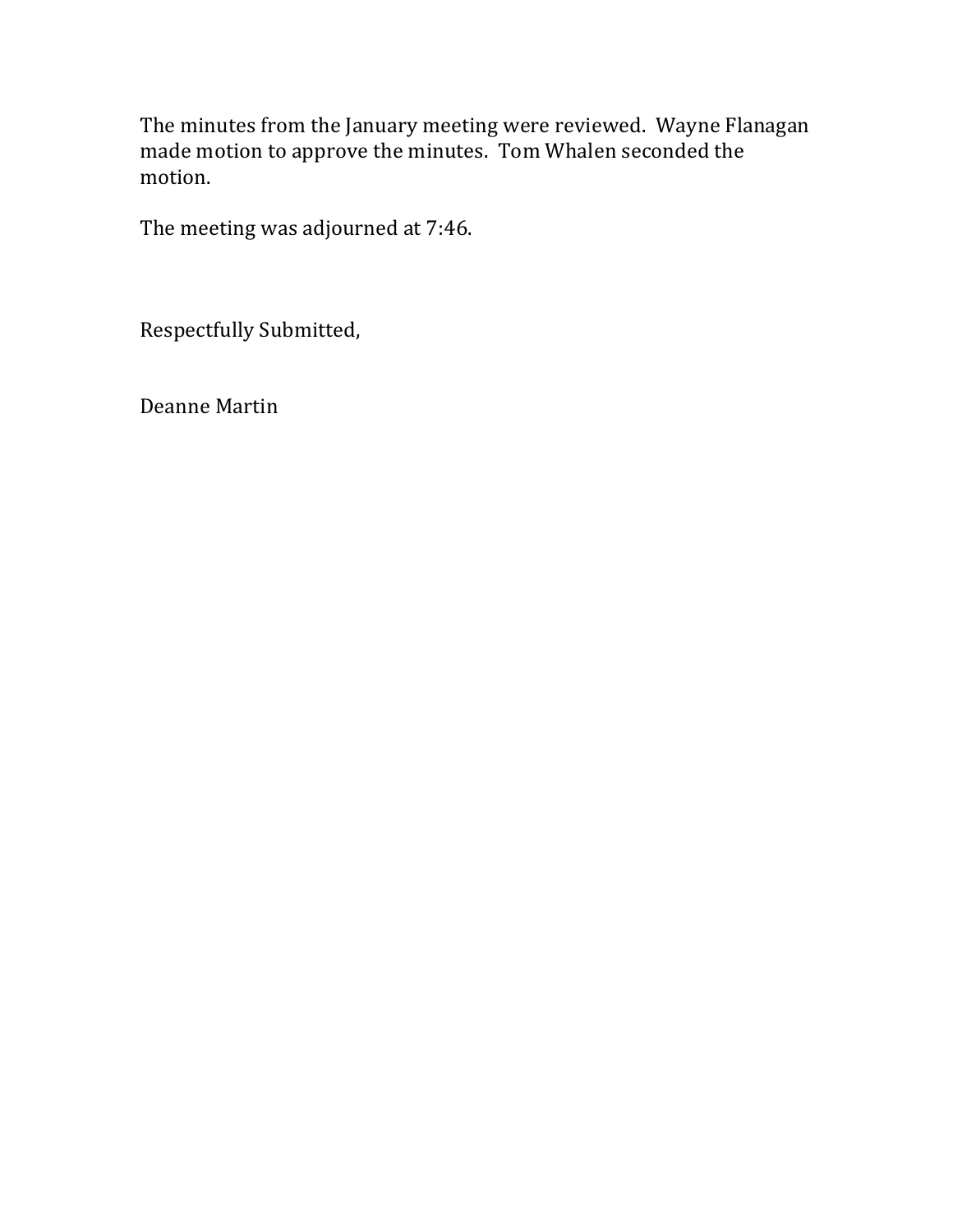The minutes from the January meeting were reviewed. Wayne Flanagan made motion to approve the minutes. Tom Whalen seconded the motion.

The meeting was adjourned at 7:46.

Respectfully Submitted,

Deanne Martin